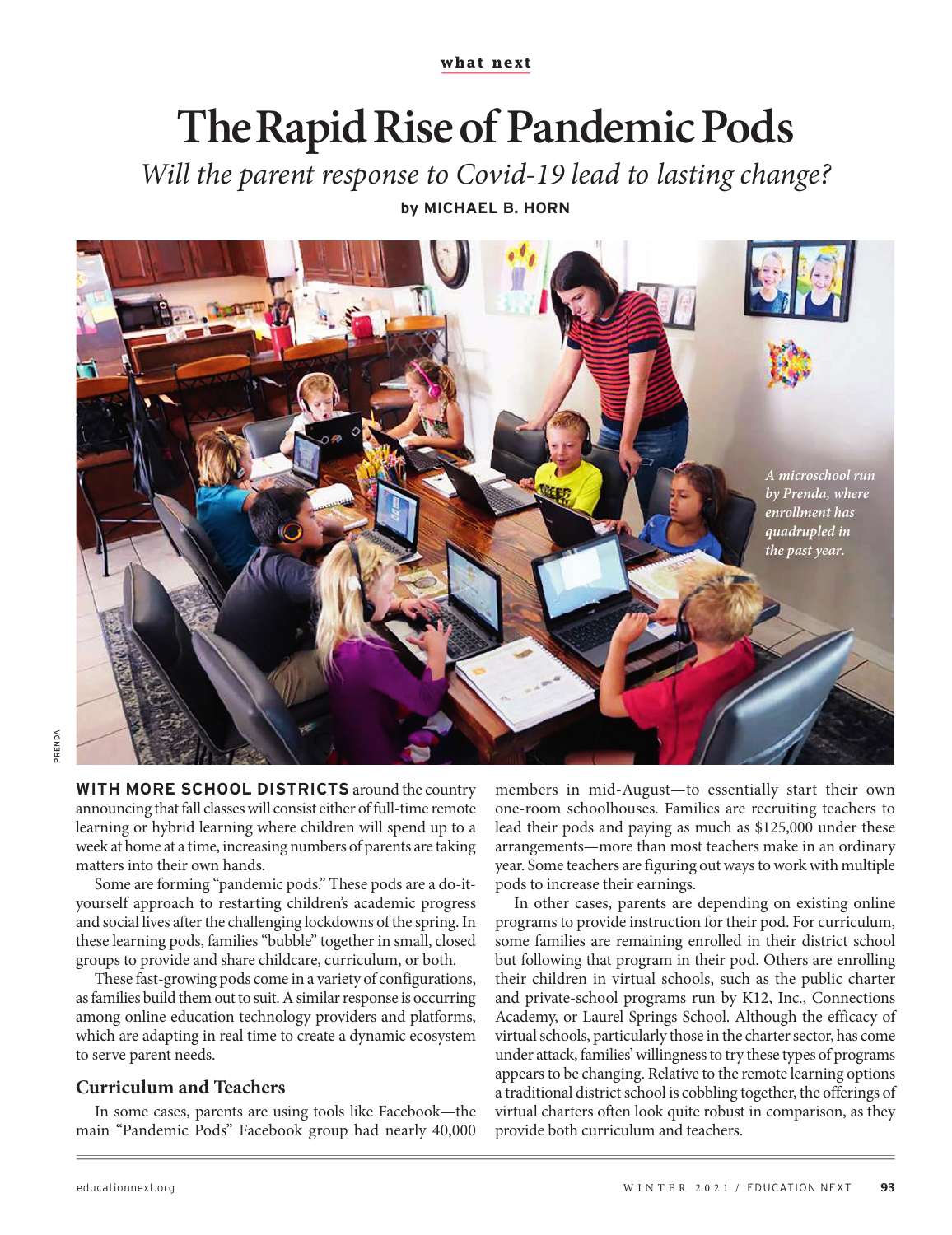what next

# The Rapid Rise of Pandemic Pods

*Will the parent response to Covid-19 lead to lasting change?*

**by MICHAEL B. HORN**

*A microschool run by Prenda, where enrollment has quadrupled in the past year.*

**WITH MORE SCHOOL DISTRICTS** around the country announcing that fall classes will consist either of full-time remote learning or hybrid learning where children will spend up to a week at home at a time, increasing numbers of parents are taking matters into their own hands.

Some are forming "pandemic pods." These pods are a do-it-yourself approach to restarting children's academic progress and social lives after the challenging lockdowns of the spring. In these learning pods, families "bubble" together in small, closed groups to provide and share childcare, curriculum, or both.

These fast-growing pods come in a variety of configurations, as families build them out to suit. A similar response is occurring among online education technology providers and platforms, which are adapting in real time to create a dynamic ecosystem to serve parent needs.

## Curriculum and Teachers

In some cases, parents are using tools like Facebook—the main "Pandemic Pods" Facebook group had nearly 40,000 members in mid-August—to essentially start their own one-room schoolhouses. Families are recruiting teachers to lead their pods and paying as much as $125,000 under these arrangements—more than most teachers make in an ordinary year. Some teachers are figuring out ways to work with multiple pods to increase their earnings.

In other cases, parents are depending on existing online programs to provide instruction for their pod. For curriculum, some families are remaining enrolled in their district school but following that program in their pod. Others are enrolling their children in virtual schools, such as the public charter and private-school programs run by K12, Inc., Connections Academy, or Laurel Springs School. Although the efficacy of virtual schools, particularly those in the charter sector, has come under attack, families' willingness to try these types of programs appears to be changing. Relative to the remote learning options a traditional district school is cobbling together, the offerings of virtual charters often look quite robust in comparison, as they provide both curriculum and teachers.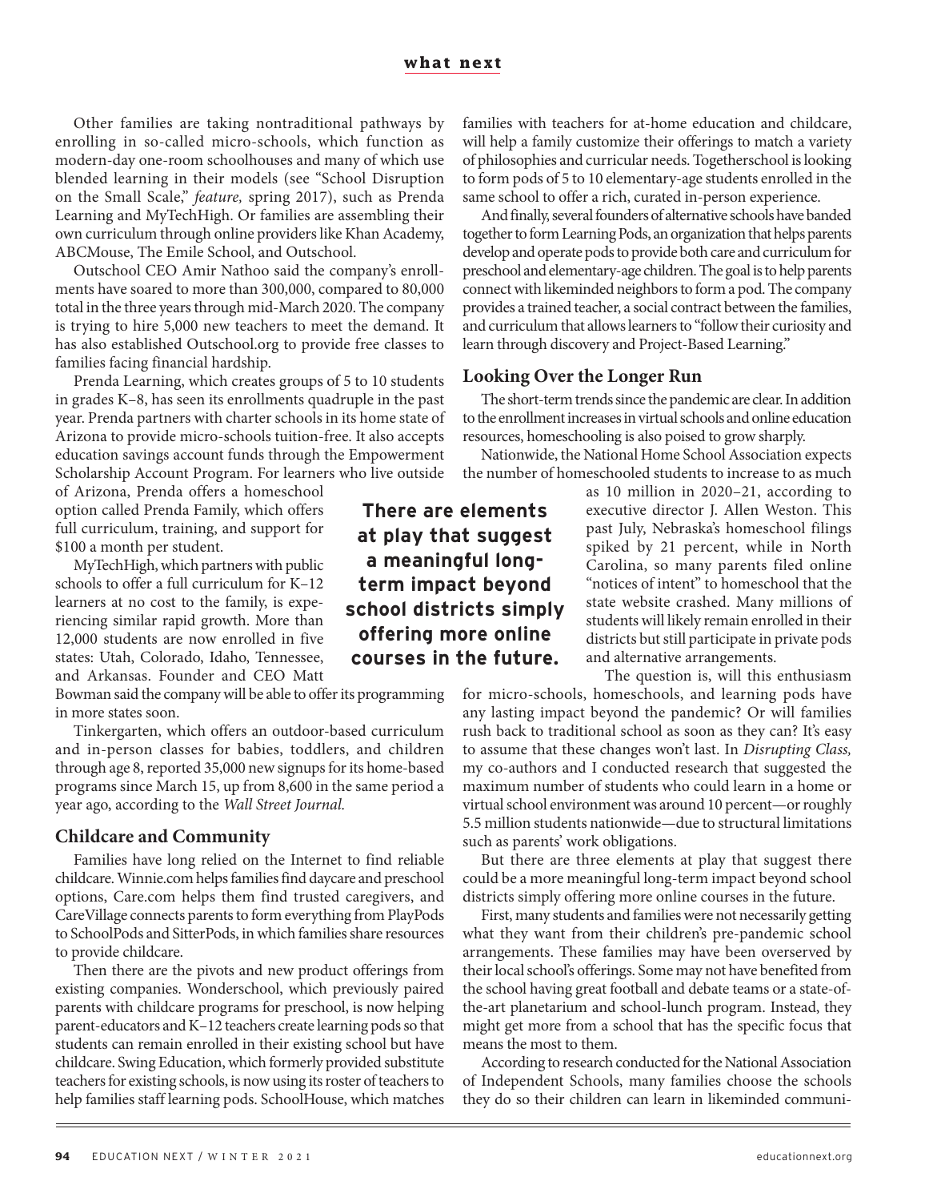Other families are taking nontraditional pathways by enrolling in so-called micro-schools, which function as modern-day one-room schoolhouses and many of which use blended learning in their models (see "School Disruption on the Small Scale," *feature,* spring 2017), such as Prenda Learning and MyTechHigh. Or families are assembling their own curriculum through online providers like Khan Academy, ABCMouse, The Emile School, and Outschool.

Outschool CEO Amir Nathoo said the company's enrollments have soared to more than 300,000, compared to 80,000 total in the three years through mid-March 2020. The company is trying to hire 5,000 new teachers to meet the demand. It has also established Outschool.org to provide free classes to families facing financial hardship.

Prenda Learning, which creates groups of 5 to 10 students in grades K–8, has seen its enrollments quadruple in the past year. Prenda partners with charter schools in its home state of Arizona to provide micro-schools tuition-free. It also accepts education savings account funds through the Empowerment Scholarship Account Program. For learners who live outside of Arizona, Prenda offers a homeschool option called Prenda Family, which offers full curriculum, training, and support for $100 a month per student.

MyTechHigh, which partners with public schools to offer a full curriculum for K–12 learners at no cost to the family, is experiencing similar rapid growth. More than 12,000 students are now enrolled in five states: Utah, Colorado, Idaho, Tennessee, and Arkansas. Founder and CEO Matt Bowman said the company will be able to offer its programming in more states soon.

Tinkergarten, which offers an outdoor-based curriculum and in-person classes for babies, toddlers, and children through age 8, reported 35,000 new signups for its home-based programs since March 15, up from 8,600 in the same period a year ago, according to the *Wall Street Journal.*

## Childcare and Community

Families have long relied on the Internet to find reliable childcare. Winnie.com helps families find daycare and preschool options, Care.com helps them find trusted caregivers, and CareVillage connects parents to form everything from PlayPods to SchoolPods and SitterPods, in which families share resources to provide childcare.

Then there are the pivots and new product offerings from existing companies. Wonderschool, which previously paired parents with childcare programs for preschool, is now helping parent-educators and K–12 teachers create learning pods so that students can remain enrolled in their existing school but have childcare. Swing Education, which formerly provided substitute teachers for existing schools, is now using its roster of teachers to help families staff learning pods. SchoolHouse, which matches families with teachers for at-home education and childcare, will help a family customize their offerings to match a variety of philosophies and curricular needs. Togetherschool is looking to form pods of 5 to 10 elementary-age students enrolled in the same school to offer a rich, curated in-person experience.

And finally, several founders of alternative schools have banded together to form Learning Pods, an organization that helps parents develop and operate pods to provide both care and curriculum for preschool and elementary-age children. The goal is to help parents connect with likeminded neighbors to form a pod. The company provides a trained teacher, a social contract between the families, and curriculum that allows learners to "follow their curiosity and learn through discovery and Project-Based Learning."

## Looking Over the Longer Run

The short-term trends since the pandemic are clear. In addition to the enrollment increases in virtual schools and online education resources, homeschooling is also poised to grow sharply.

Nationwide, the National Home School Association expects the number of homeschooled students to increase to as much as 10 million in 2020–21, according to executive director J. Allen Weston. This past July, Nebraska's homeschool filings spiked by 21 percent, while in North Carolina, so many parents filed online "notices of intent" to homeschool that the state website crashed. Many millions of students will likely remain enrolled in their districts but still participate in private pods and alternative arrangements.

**There are elements at play that suggest a meaningful long-term impact beyond school districts simply offering more online courses in the future.**

The question is, will this enthusiasm for micro-schools, homeschools, and learning pods have any lasting impact beyond the pandemic? Or will families rush back to traditional school as soon as they can? It's easy to assume that these changes won't last. In *Disrupting Class,* my co-authors and I conducted research that suggested the maximum number of students who could learn in a home or virtual school environment was around 10 percent—or roughly 5.5 million students nationwide—due to structural limitations such as parents' work obligations.

But there are three elements at play that suggest there could be a more meaningful long-term impact beyond school districts simply offering more online courses in the future.

First, many students and families were not necessarily getting what they want from their children's pre-pandemic school arrangements. These families may have been overserved by their local school's offerings. Some may not have benefited from the school having great football and debate teams or a state-of-the-art planetarium and school-lunch program. Instead, they might get more from a school that has the specific focus that means the most to them.

According to research conducted for the National Association of Independent Schools, many families choose the schools they do so their children can learn in likeminded communi-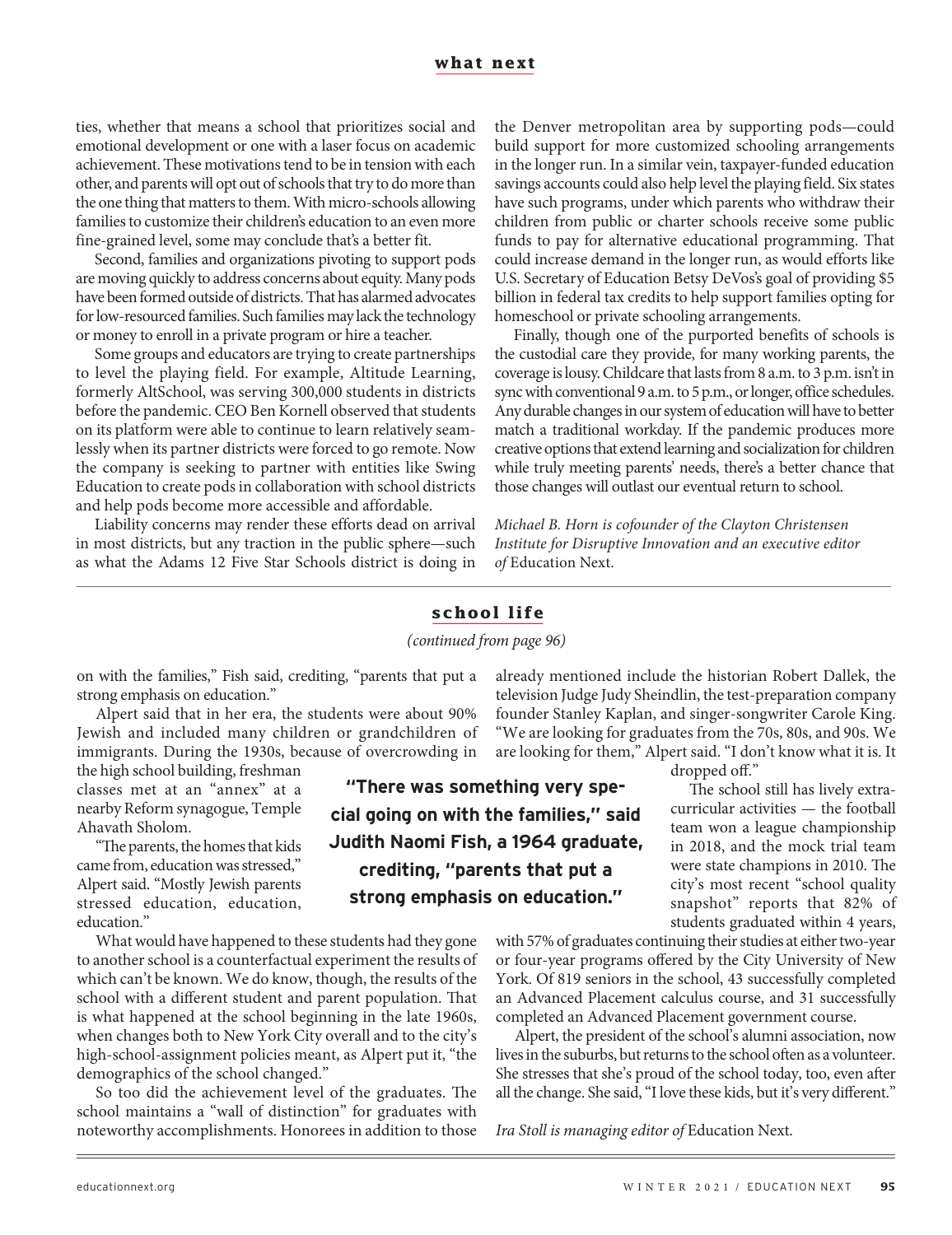ties, whether that means a school that prioritizes social and emotional development or one with a laser focus on academic achievement. These motivations tend to be in tension with each other, and parents will opt out of schools that try to do more than the one thing that matters to them. With micro-schools allowing families to customize their children's education to an even more fine-grained level, some may conclude that's a better fit.

Second, families and organizations pivoting to support pods are moving quickly to address concerns about equity. Many pods have been formed outside of districts. That has alarmed advocates for low-resourced families. Such families may lack the technology or money to enroll in a private program or hire a teacher.

Some groups and educators are trying to create partnerships to level the playing field. For example, Altitude Learning, formerly AltSchool, was serving 300,000 students in districts before the pandemic. CEO Ben Kornell observed that students on its platform were able to continue to learn relatively seamlessly when its partner districts were forced to go remote. Now the company is seeking to partner with entities like Swing Education to create pods in collaboration with school districts and help pods become more accessible and affordable.

Liability concerns may render these efforts dead on arrival in most districts, but any traction in the public sphere—such as what the Adams 12 Five Star Schools district is doing in the Denver metropolitan area by supporting pods—could build support for more customized schooling arrangements in the longer run. In a similar vein, taxpayer-funded education savings accounts could also help level the playing field. Six states have such programs, under which parents who withdraw their children from public or charter schools receive some public funds to pay for alternative educational programming. That could increase demand in the longer run, as would efforts like U.S. Secretary of Education Betsy DeVos's goal of providing $5 billion in federal tax credits to help support families opting for homeschool or private schooling arrangements.

Finally, though one of the purported benefits of schools is the custodial care they provide, for many working parents, the coverage is lousy. Childcare that lasts from 8 a.m. to 3 p.m. isn't in sync with conventional 9 a.m. to 5 p.m., or longer, office schedules. Any durable changes in our system of education will have to better match a traditional workday. If the pandemic produces more creative options that extend learning and socialization for children while truly meeting parents' needs, there's a better chance that those changes will outlast our eventual return to school.

*Michael B. Horn is cofounder of the Clayton Christensen Institute for Disruptive Innovation and an executive editor of* Education Next.

## school life

*(continued from page 96)*

on with the families," Fish said, crediting, "parents that put a strong emphasis on education."

Alpert said that in her era, the students were about 90% Jewish and included many children or grandchildren of immigrants. During the 1930s, because of overcrowding in the high school building, freshman classes met at an "annex" at a nearby Reform synagogue, Temple Ahavath Sholom.

"The parents, the homes that kids came from, education was stressed," Alpert said. "Mostly Jewish parents stressed education, education, education."

**"There was something very special going on with the families," said Judith Naomi Fish, a 1964 graduate, crediting, "parents that put a strong emphasis on education."**

What would have happened to these students had they gone to another school is a counterfactual experiment the results of which can't be known. We do know, though, the results of the school with a different student and parent population. That is what happened at the school beginning in the late 1960s, when changes both to New York City overall and to the city's high-school-assignment policies meant, as Alpert put it, "the demographics of the school changed."

So too did the achievement level of the graduates. The school maintains a "wall of distinction" for graduates with noteworthy accomplishments. Honorees in addition to those already mentioned include the historian Robert Dallek, the television Judge Judy Sheindlin, the test-preparation company founder Stanley Kaplan, and singer-songwriter Carole King. "We are looking for graduates from the 70s, 80s, and 90s. We are looking for them," Alpert said. "I don't know what it is. It dropped off."

The school still has lively extracurricular activities — the football team won a league championship in 2018, and the mock trial team were state champions in 2010. The city's most recent "school quality snapshot" reports that 82% of students graduated within 4 years, with 57% of graduates continuing their studies at either two-year or four-year programs offered by the City University of New York. Of 819 seniors in the school, 43 successfully completed an Advanced Placement calculus course, and 31 successfully completed an Advanced Placement government course.

Alpert, the president of the school's alumni association, now lives in the suburbs, but returns to the school often as a volunteer. She stresses that she's proud of the school today, too, even after all the change. She said, "I love these kids, but it's very different."

*Ira Stoll is managing editor of* Education Next.